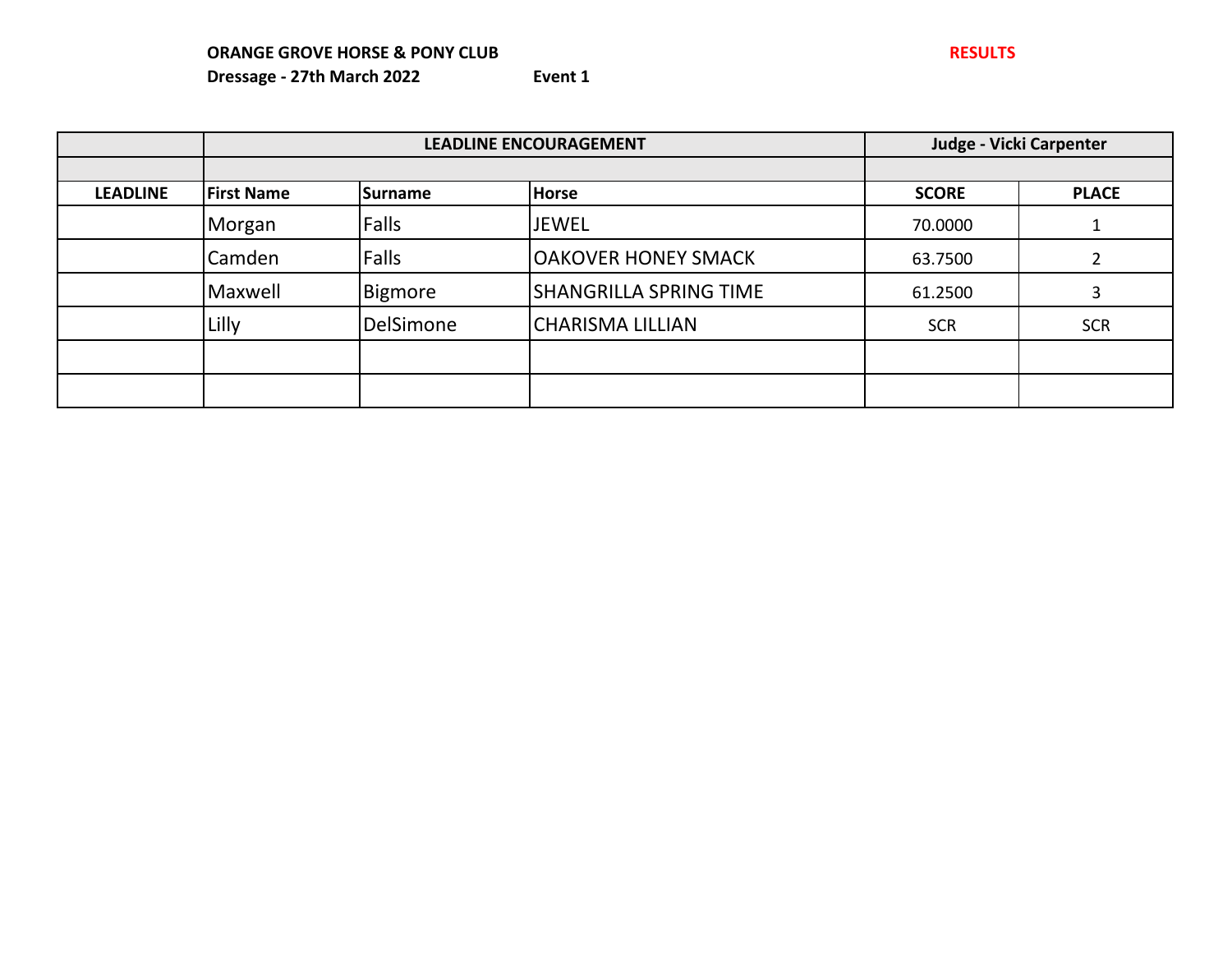**ORANGE GROVE HORSE & PONY CLUB** **RESULTS**

**Dressage - 27th March 2022** **Event 1**

| | LEADLINE ENCOURAGEMENT | | | Judge - Vicki Carpenter | |
|---|---|---|---|---|---|
| | | | | | |
| **LEADLINE** | **First Name** | **Surname** | **Horse** | **SCORE** | **PLACE** |
| | Morgan | Falls | JEWEL | 70.0000 | 1 |
| | Camden | Falls | OAKOVER HONEY SMACK | 63.7500 | 2 |
| | Maxwell | Bigmore | SHANGRILLA SPRING TIME | 61.2500 | 3 |
| | Lilly | DelSimone | CHARISMA LILLIAN | SCR | SCR |
| | | | | | |
| | | | | | |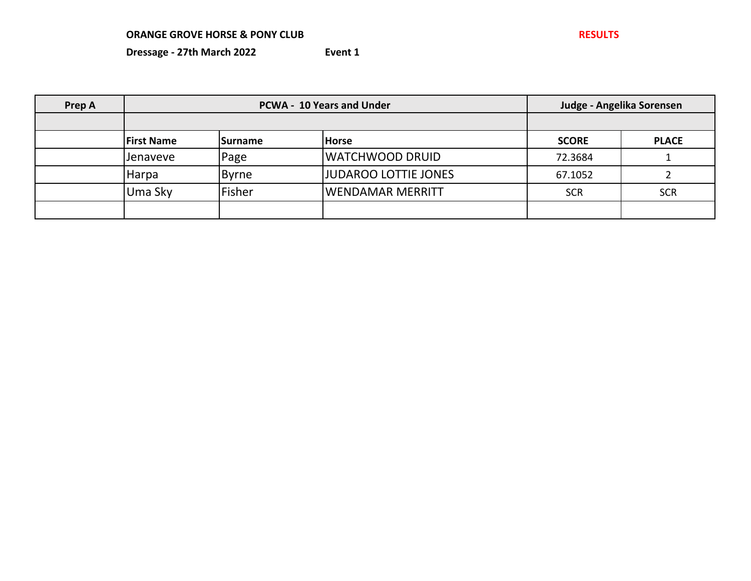**ORANGE GROVE HORSE & PONY CLUB** **RESULTS**

**Dressage - 27th March 2022** **Event 1**

| Prep A | PCWA - 10 Years and Under | | | Judge - Angelika Sorensen | |
|---|---|---|---|---|---|
| | | | | | |
| | **First Name** | **Surname** | **Horse** | **SCORE** | **PLACE** |
| | Jenaveve | Page | WATCHWOOD DRUID | 72.3684 | 1 |
| | Harpa | Byrne | JUDAROO LOTTIE JONES | 67.1052 | 2 |
| | Uma Sky | Fisher | WENDAMAR MERRITT | SCR | SCR |
| | | | | | |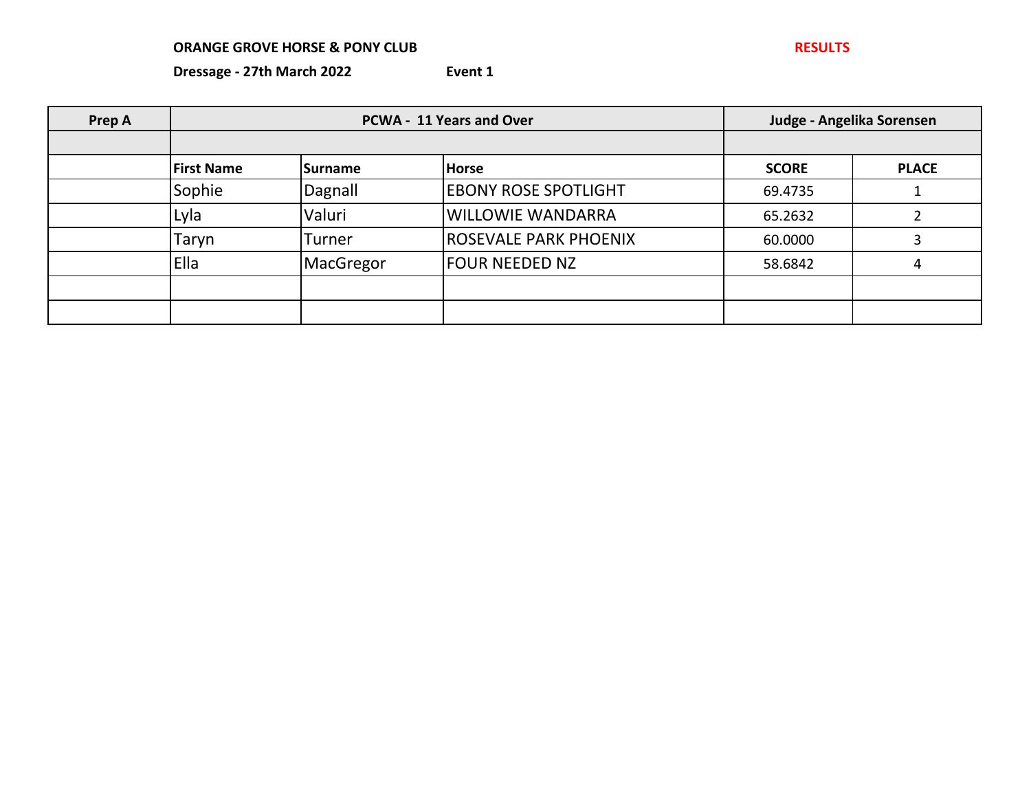**ORANGE GROVE HORSE & PONY CLUB** **RESULTS**

**Dressage - 27th March 2022** **Event 1**

| Prep A | PCWA - 11 Years and Over | | | Judge - Angelika Sorensen | |
|---|---|---|---|---|---|
| | | | | | |
| | **First Name** | **Surname** | **Horse** | **SCORE** | **PLACE** |
| | Sophie | Dagnall | EBONY ROSE SPOTLIGHT | 69.4735 | 1 |
| | Lyla | Valuri | WILLOWIE WANDARRA | 65.2632 | 2 |
| | Taryn | Turner | ROSEVALE PARK PHOENIX | 60.0000 | 3 |
| | Ella | MacGregor | FOUR NEEDED NZ | 58.6842 | 4 |
| | | | | | |
| | | | | | |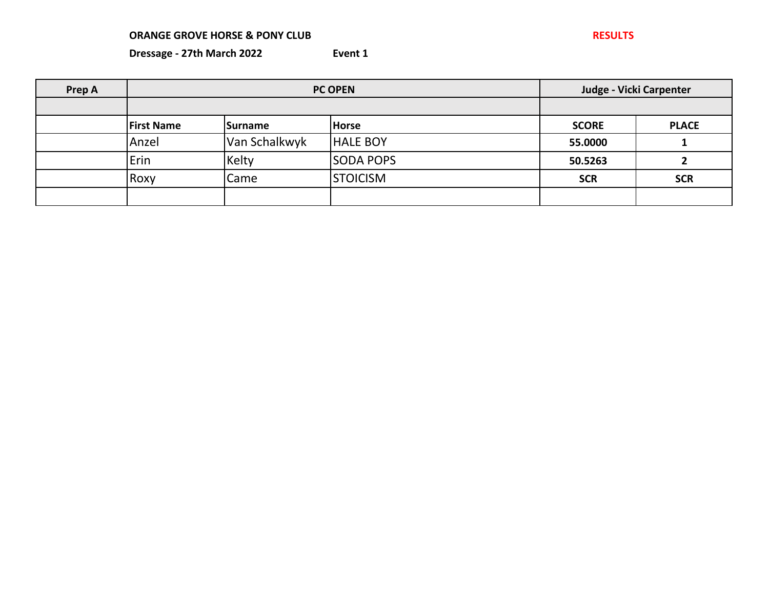**ORANGE GROVE HORSE & PONY CLUB** **RESULTS**

**Dressage - 27th March 2022** **Event 1**

| Prep A | PC OPEN | | | Judge - Vicki Carpenter | |
|---|---|---|---|---|---|
| | | | | | |
| | **First Name** | **Surname** | **Horse** | **SCORE** | **PLACE** |
| | Anzel | Van Schalkwyk | HALE BOY | **55.0000** | **1** |
| | Erin | Kelty | SODA POPS | **50.5263** | **2** |
| | Roxy | Came | STOICISM | **SCR** | **SCR** |
| | | | | | |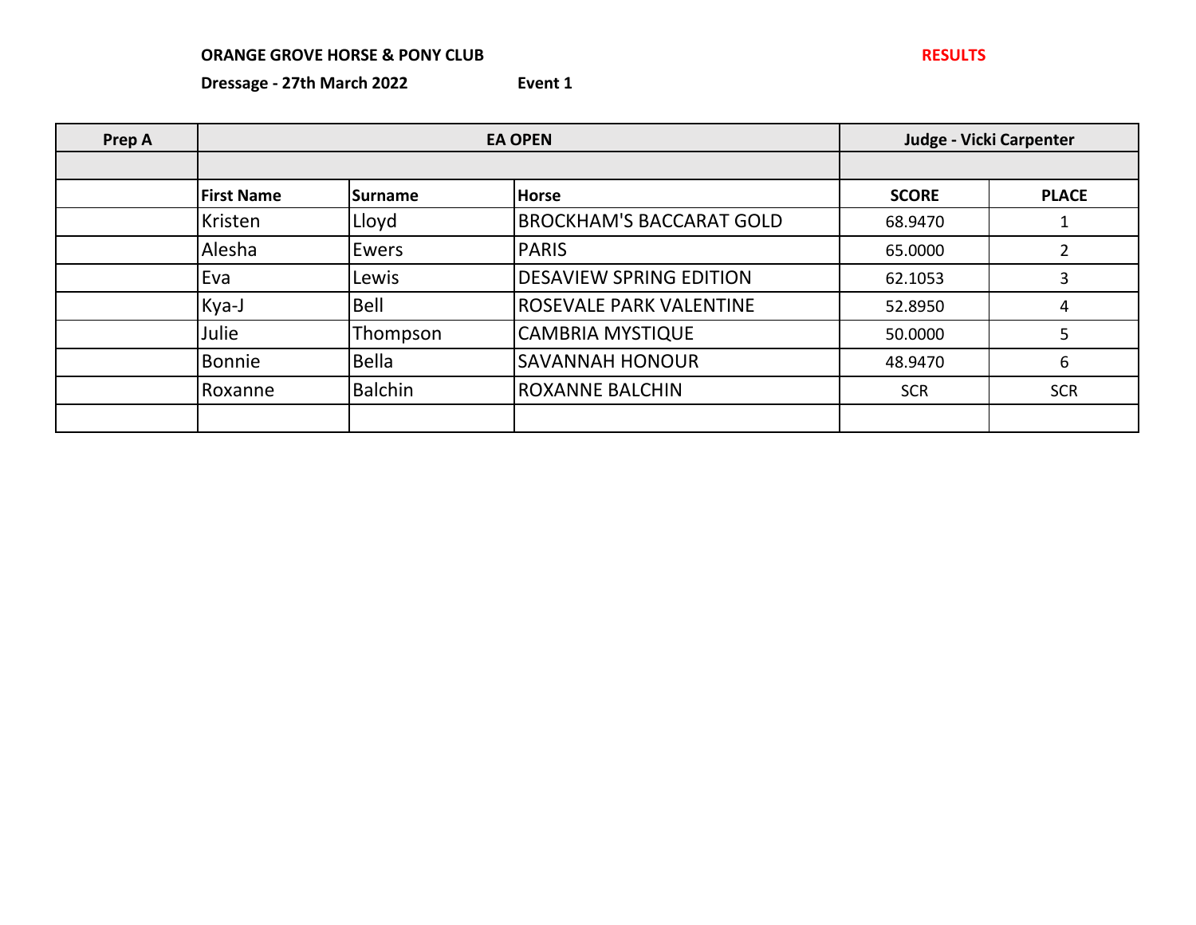**ORANGE GROVE HORSE & PONY CLUB** **RESULTS**

**Dressage - 27th March 2022** **Event 1**

| **Prep A** | **EA OPEN** | | | **Judge - Vicki Carpenter** | |
|---|---|---|---|---|---|
| | | | | | |
| | **First Name** | **Surname** | **Horse** | **SCORE** | **PLACE** |
| | Kristen | Lloyd | BROCKHAM'S BACCARAT GOLD | 68.9470 | 1 |
| | Alesha | Ewers | PARIS | 65.0000 | 2 |
| | Eva | Lewis | DESAVIEW SPRING EDITION | 62.1053 | 3 |
| | Kya-J | Bell | ROSEVALE PARK VALENTINE | 52.8950 | 4 |
| | Julie | Thompson | CAMBRIA MYSTIQUE | 50.0000 | 5 |
| | Bonnie | Bella | SAVANNAH HONOUR | 48.9470 | 6 |
| | Roxanne | Balchin | ROXANNE BALCHIN | SCR | SCR |
| | | | | | |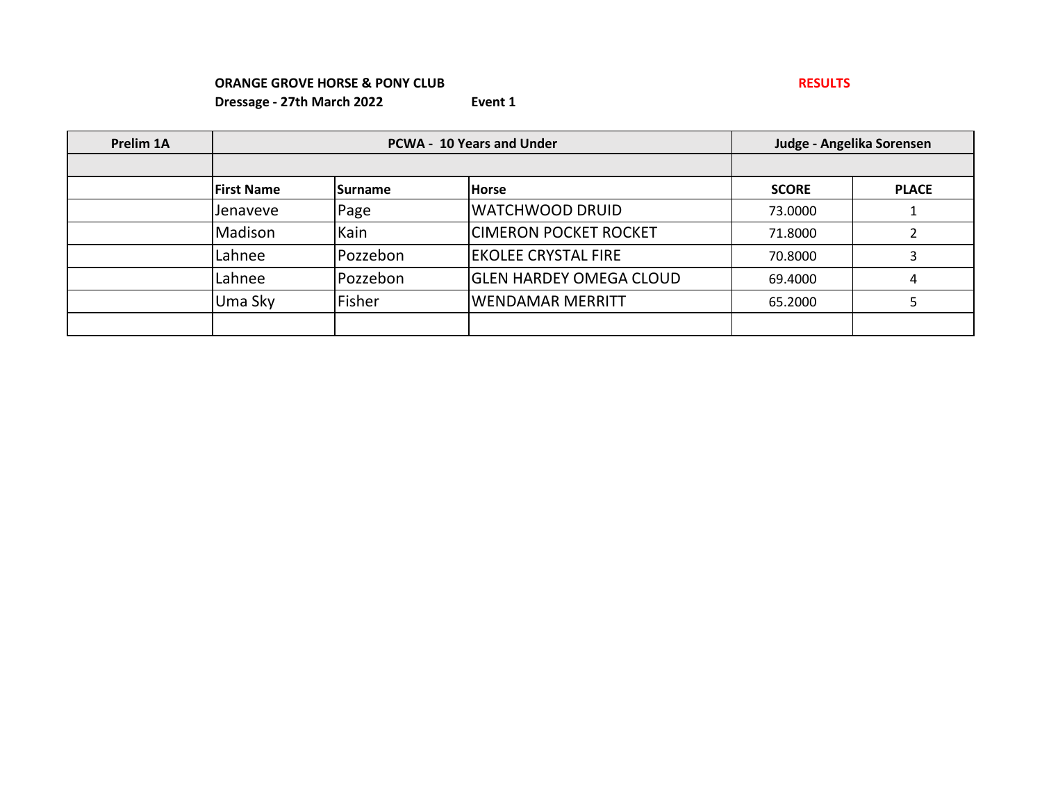**ORANGE GROVE HORSE & PONY CLUB** **RESULTS**

**Dressage - 27th March 2022** **Event 1**

| Prelim 1A | PCWA - 10 Years and Under | | | Judge - Angelika Sorensen | |
|---|---|---|---|---|---|
| | | | | | |
| | **First Name** | **Surname** | **Horse** | **SCORE** | **PLACE** |
| | Jenaveve | Page | WATCHWOOD DRUID | 73.0000 | 1 |
| | Madison | Kain | CIMERON POCKET ROCKET | 71.8000 | 2 |
| | Lahnee | Pozzebon | EKOLEE CRYSTAL FIRE | 70.8000 | 3 |
| | Lahnee | Pozzebon | GLEN HARDEY OMEGA CLOUD | 69.4000 | 4 |
| | Uma Sky | Fisher | WENDAMAR MERRITT | 65.2000 | 5 |
| | | | | | |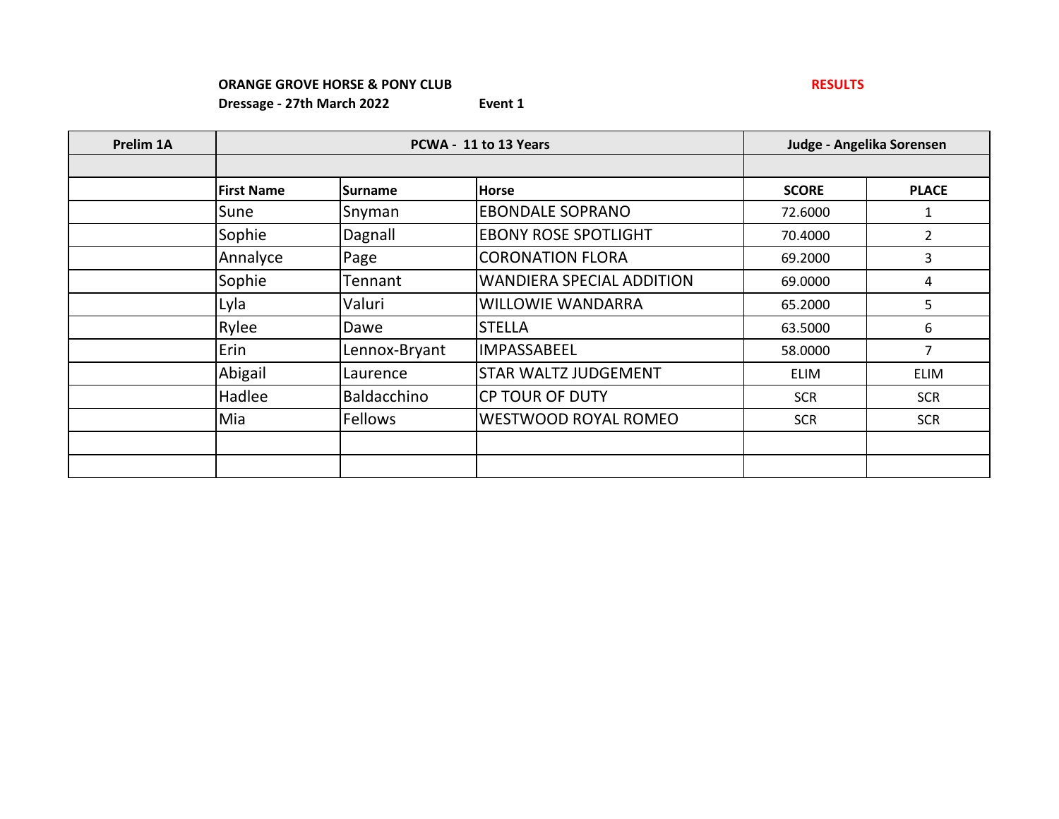**ORANGE GROVE HORSE & PONY CLUB** **RESULTS**

**Dressage - 27th March 2022** **Event 1**

| Prelim 1A | PCWA - 11 to 13 Years | | | Judge - Angelika Sorensen | |
|---|---|---|---|---|---|
| | | | | | |
| | **First Name** | **Surname** | **Horse** | **SCORE** | **PLACE** |
| | Sune | Snyman | EBONDALE SOPRANO | 72.6000 | 1 |
| | Sophie | Dagnall | EBONY ROSE SPOTLIGHT | 70.4000 | 2 |
| | Annalyce | Page | CORONATION FLORA | 69.2000 | 3 |
| | Sophie | Tennant | WANDIERA SPECIAL ADDITION | 69.0000 | 4 |
| | Lyla | Valuri | WILLOWIE WANDARRA | 65.2000 | 5 |
| | Rylee | Dawe | STELLA | 63.5000 | 6 |
| | Erin | Lennox-Bryant | IMPASSABEEL | 58.0000 | 7 |
| | Abigail | Laurence | STAR WALTZ JUDGEMENT | ELIM | ELIM |
| | Hadlee | Baldacchino | CP TOUR OF DUTY | SCR | SCR |
| | Mia | Fellows | WESTWOOD ROYAL ROMEO | SCR | SCR |
| | | | | | |
| | | | | | |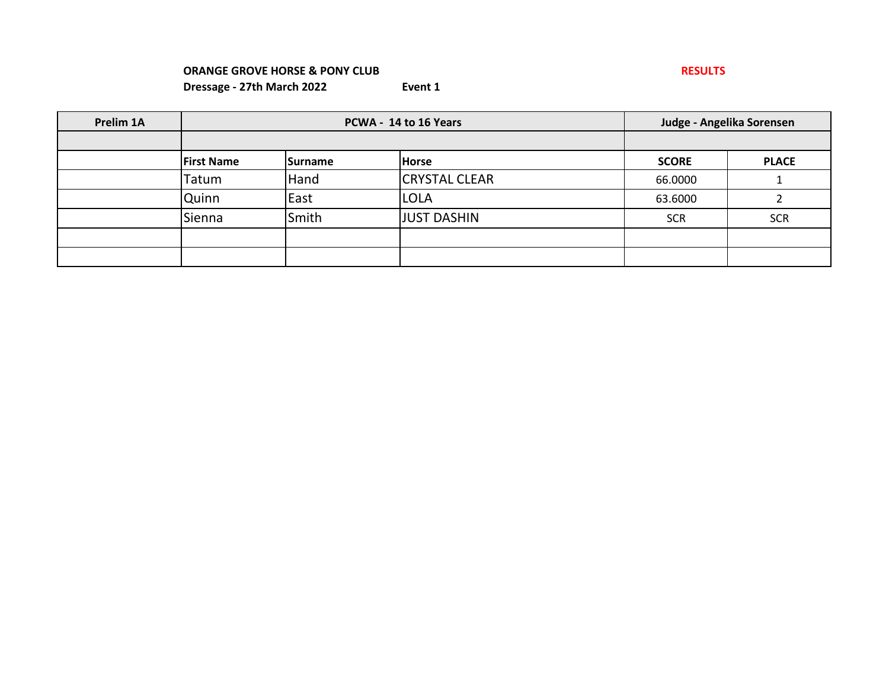**ORANGE GROVE HORSE & PONY CLUB** **RESULTS**

**Dressage - 27th March 2022** **Event 1**

| Prelim 1A | PCWA - 14 to 16 Years | | | Judge - Angelika Sorensen | |
|---|---|---|---|---|---|
| | | | | | |
| | **First Name** | **Surname** | **Horse** | **SCORE** | **PLACE** |
| | Tatum | Hand | CRYSTAL CLEAR | 66.0000 | 1 |
| | Quinn | East | LOLA | 63.6000 | 2 |
| | Sienna | Smith | JUST DASHIN | SCR | SCR |
| | | | | | |
| | | | | | |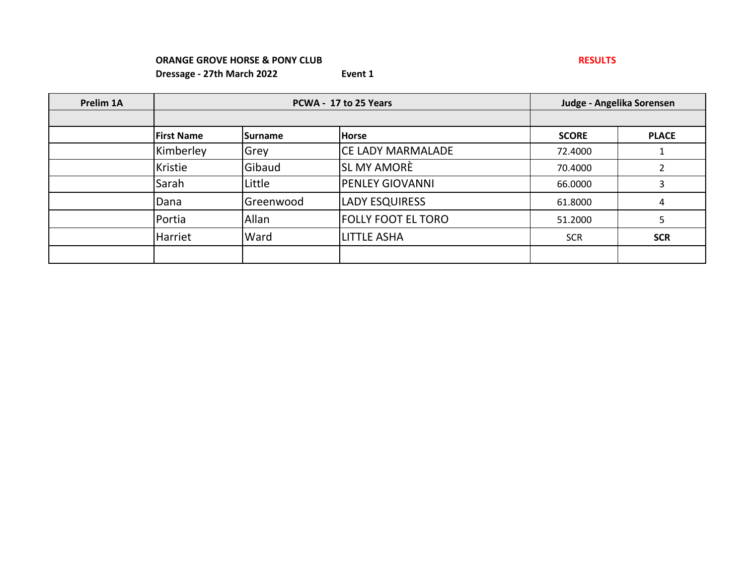**ORANGE GROVE HORSE & PONY CLUB** **RESULTS**

**Dressage - 27th March 2022** **Event 1**

| Prelim 1A | PCWA - 17 to 25 Years | | | Judge - Angelika Sorensen | |
|---|---|---|---|---|---|
| | | | | | |
| | **First Name** | **Surname** | **Horse** | **SCORE** | **PLACE** |
| | Kimberley | Grey | CE LADY MARMALADE | 72.4000 | 1 |
| | Kristie | Gibaud | SL MY AMORÈ | 70.4000 | 2 |
| | Sarah | Little | PENLEY GIOVANNI | 66.0000 | 3 |
| | Dana | Greenwood | LADY ESQUIRESS | 61.8000 | 4 |
| | Portia | Allan | FOLLY FOOT EL TORO | 51.2000 | 5 |
| | Harriet | Ward | LITTLE ASHA | SCR | **SCR** |
| | | | | | |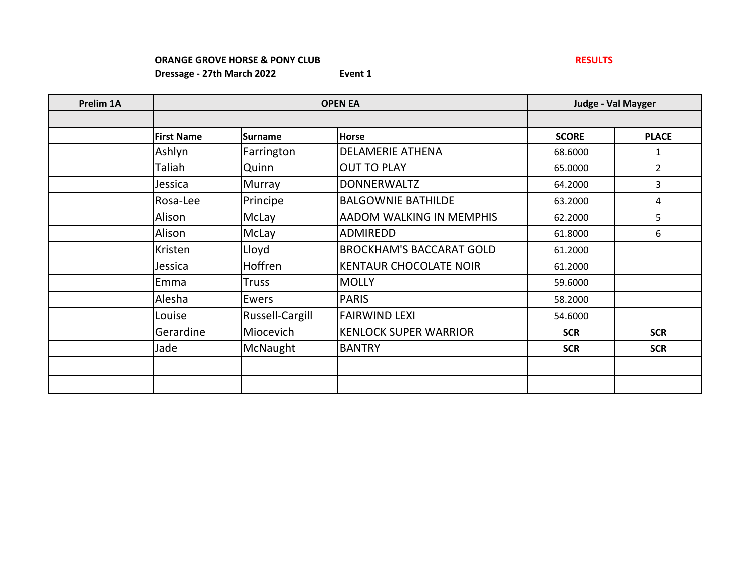**ORANGE GROVE HORSE & PONY CLUB** RESULTS

**Dressage - 27th March 2022** **Event 1**

| Prelim 1A | OPEN EA | | | Judge - Val Mayger | |
|---|---|---|---|---|---|
| | | | | | |
| | **First Name** | **Surname** | **Horse** | **SCORE** | **PLACE** |
| | Ashlyn | Farrington | DELAMERIE ATHENA | 68.6000 | 1 |
| | Taliah | Quinn | OUT TO PLAY | 65.0000 | 2 |
| | Jessica | Murray | DONNERWALTZ | 64.2000 | 3 |
| | Rosa-Lee | Principe | BALGOWNIE BATHILDE | 63.2000 | 4 |
| | Alison | McLay | AADOM WALKING IN MEMPHIS | 62.2000 | 5 |
| | Alison | McLay | ADMIREDD | 61.8000 | 6 |
| | Kristen | Lloyd | BROCKHAM'S BACCARAT GOLD | 61.2000 | |
| | Jessica | Hoffren | KENTAUR CHOCOLATE NOIR | 61.2000 | |
| | Emma | Truss | MOLLY | 59.6000 | |
| | Alesha | Ewers | PARIS | 58.2000 | |
| | Louise | Russell-Cargill | FAIRWIND LEXI | 54.6000 | |
| | Gerardine | Miocevich | KENLOCK SUPER WARRIOR | **SCR** | **SCR** |
| | Jade | McNaught | BANTRY | **SCR** | **SCR** |
| | | | | | |
| | | | | | |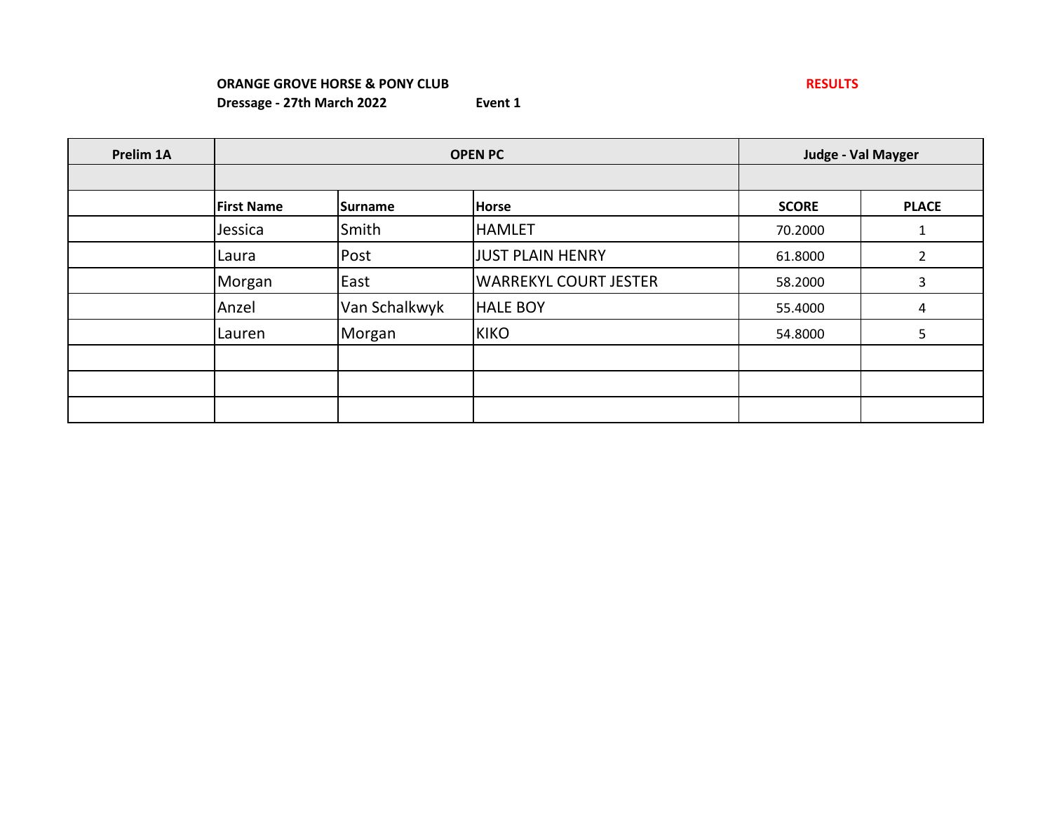**ORANGE GROVE HORSE & PONY CLUB** **RESULTS**

**Dressage - 27th March 2022** **Event 1**

| Prelim 1A | OPEN PC | | | Judge - Val Mayger | |
|---|---|---|---|---|---|
| | | | | | |
| | **First Name** | **Surname** | **Horse** | **SCORE** | **PLACE** |
| | Jessica | Smith | HAMLET | 70.2000 | 1 |
| | Laura | Post | JUST PLAIN HENRY | 61.8000 | 2 |
| | Morgan | East | WARREKYL COURT JESTER | 58.2000 | 3 |
| | Anzel | Van Schalkwyk | HALE BOY | 55.4000 | 4 |
| | Lauren | Morgan | KIKO | 54.8000 | 5 |
| | | | | | |
| | | | | | |
| | | | | | |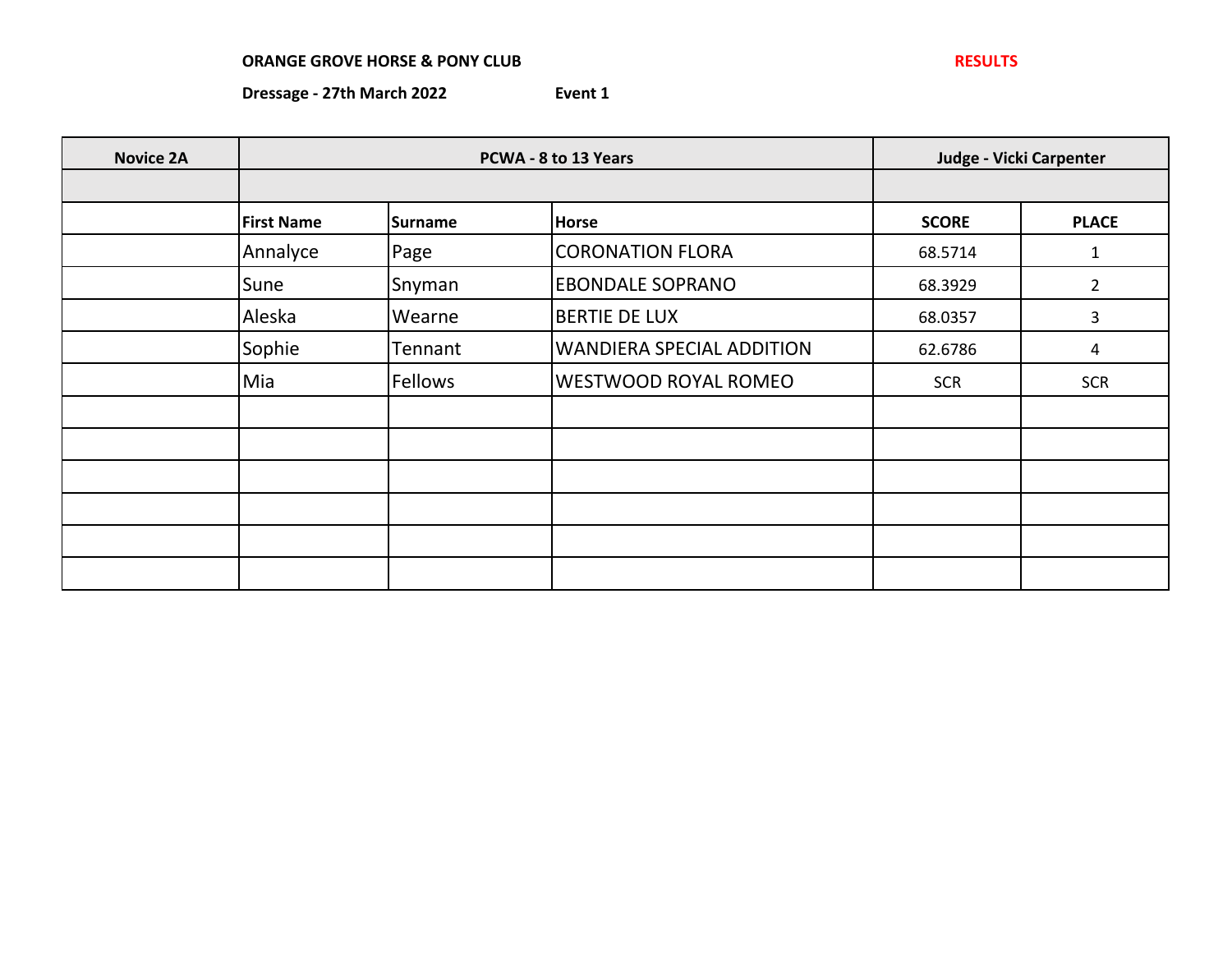**ORANGE GROVE HORSE & PONY CLUB** **RESULTS**

**Dressage - 27th March 2022** **Event 1**

| Novice 2A | PCWA - 8 to 13 Years | | | Judge - Vicki Carpenter | |
|---|---|---|---|---|---|
| | | | | | |
| | **First Name** | **Surname** | **Horse** | **SCORE** | **PLACE** |
| | Annalyce | Page | CORONATION FLORA | 68.5714 | 1 |
| | Sune | Snyman | EBONDALE SOPRANO | 68.3929 | 2 |
| | Aleska | Wearne | BERTIE DE LUX | 68.0357 | 3 |
| | Sophie | Tennant | WANDIERA SPECIAL ADDITION | 62.6786 | 4 |
| | Mia | Fellows | WESTWOOD ROYAL ROMEO | SCR | SCR |
| | | | | | |
| | | | | | |
| | | | | | |
| | | | | | |
| | | | | | |
| | | | | | |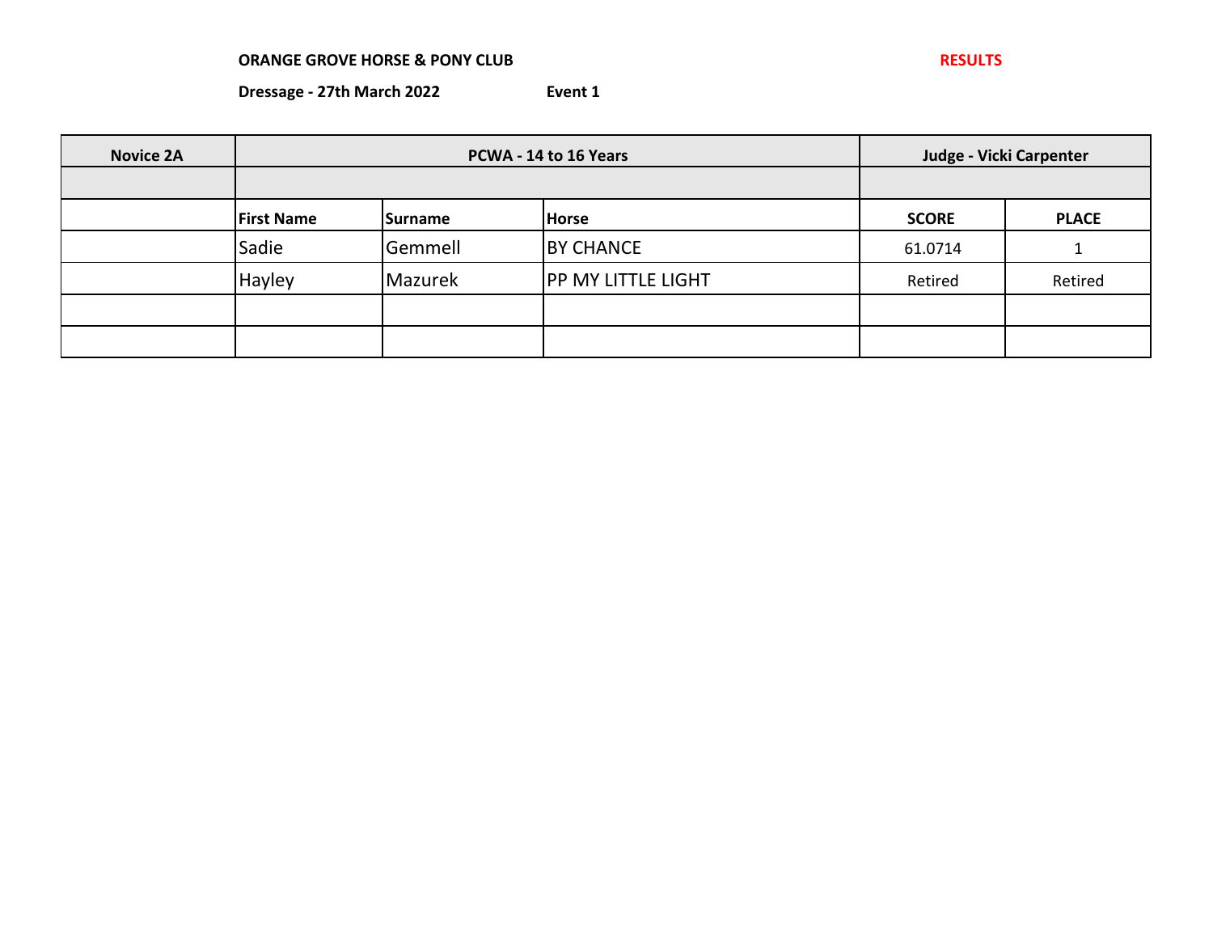**ORANGE GROVE HORSE & PONY CLUB** **RESULTS**

**Dressage - 27th March 2022** **Event 1**

| Novice 2A | PCWA - 14 to 16 Years | | | Judge - Vicki Carpenter | |
|---|---|---|---|---|---|
| | | | | | |
| | **First Name** | **Surname** | **Horse** | **SCORE** | **PLACE** |
| | Sadie | Gemmell | BY CHANCE | 61.0714 | 1 |
| | Hayley | Mazurek | PP MY LITTLE LIGHT | Retired | Retired |
| | | | | | |
| | | | | | |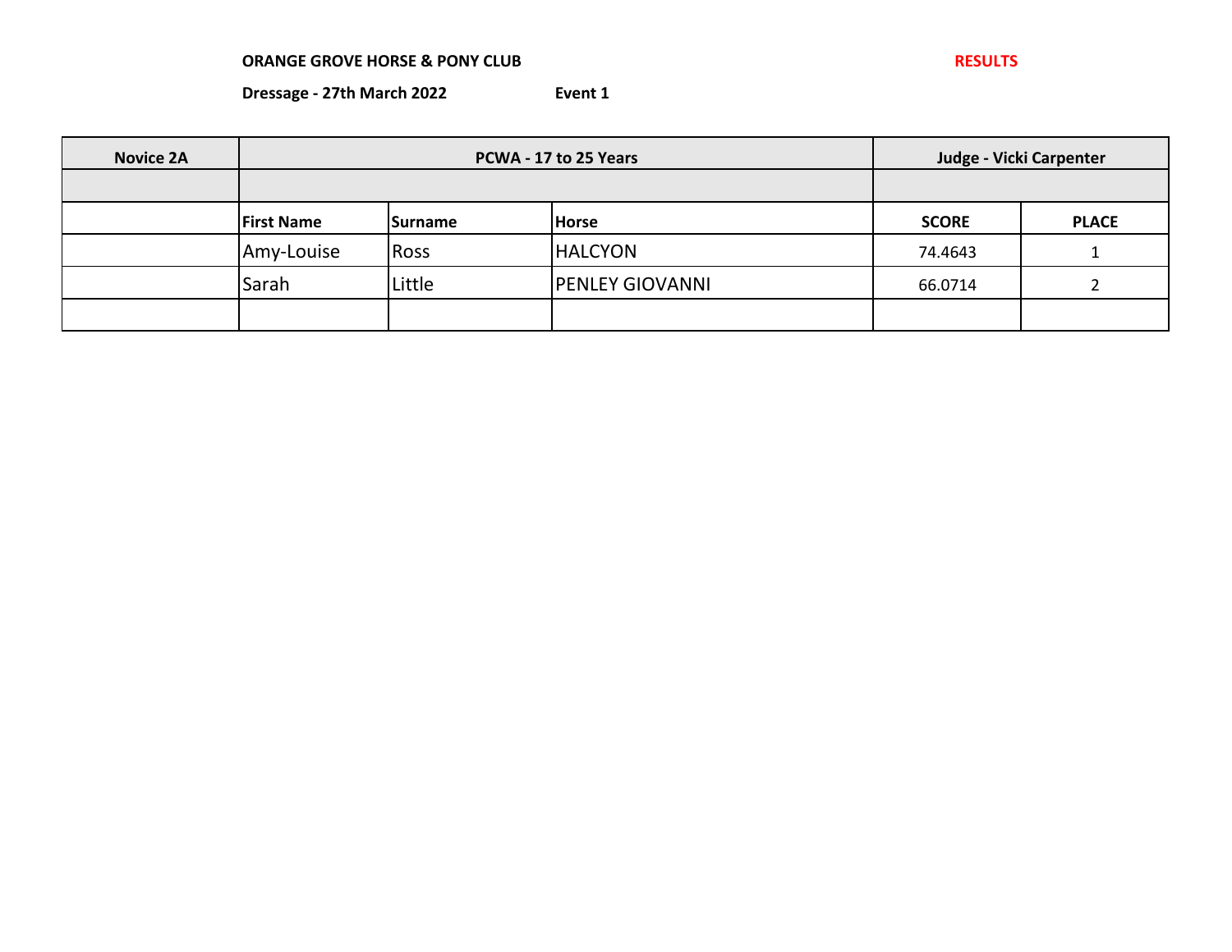**ORANGE GROVE HORSE & PONY CLUB** **RESULTS**

**Dressage - 27th March 2022** **Event 1**

| Novice 2A | PCWA - 17 to 25 Years | | | Judge - Vicki Carpenter | |
|---|---|---|---|---|---|
| | | | | | |
| | **First Name** | **Surname** | **Horse** | **SCORE** | **PLACE** |
| | Amy-Louise | Ross | HALCYON | 74.4643 | 1 |
| | Sarah | Little | PENLEY GIOVANNI | 66.0714 | 2 |
| | | | | | |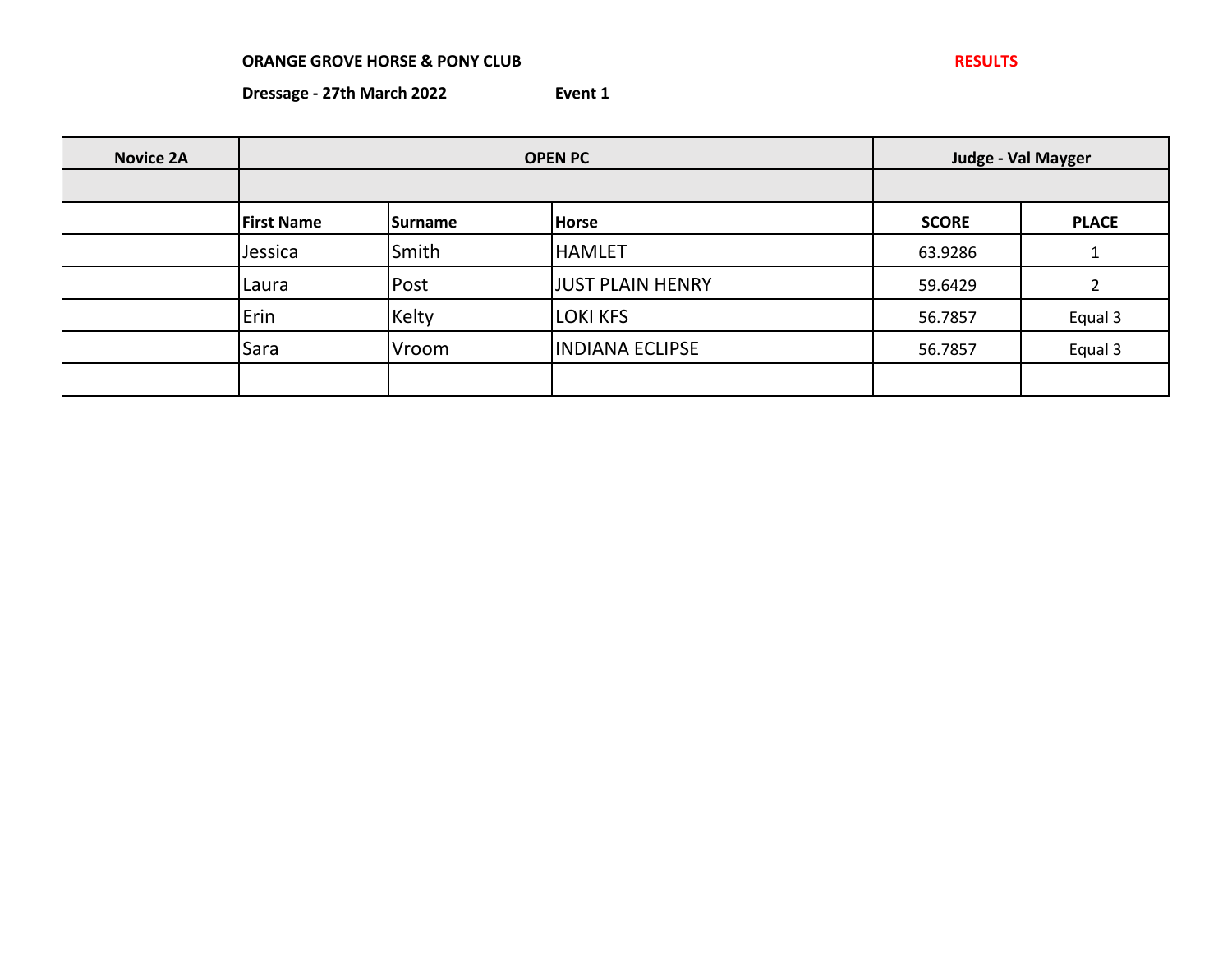**ORANGE GROVE HORSE & PONY CLUB** **RESULTS**

**Dressage - 27th March 2022** **Event 1**

| Novice 2A | OPEN PC | | | Judge - Val Mayger | |
|---|---|---|---|---|---|
| | | | | | |
| | **First Name** | **Surname** | **Horse** | **SCORE** | **PLACE** |
| | Jessica | Smith | HAMLET | 63.9286 | 1 |
| | Laura | Post | JUST PLAIN HENRY | 59.6429 | 2 |
| | Erin | Kelty | LOKI KFS | 56.7857 | Equal 3 |
| | Sara | Vroom | INDIANA ECLIPSE | 56.7857 | Equal 3 |
| | | | | | |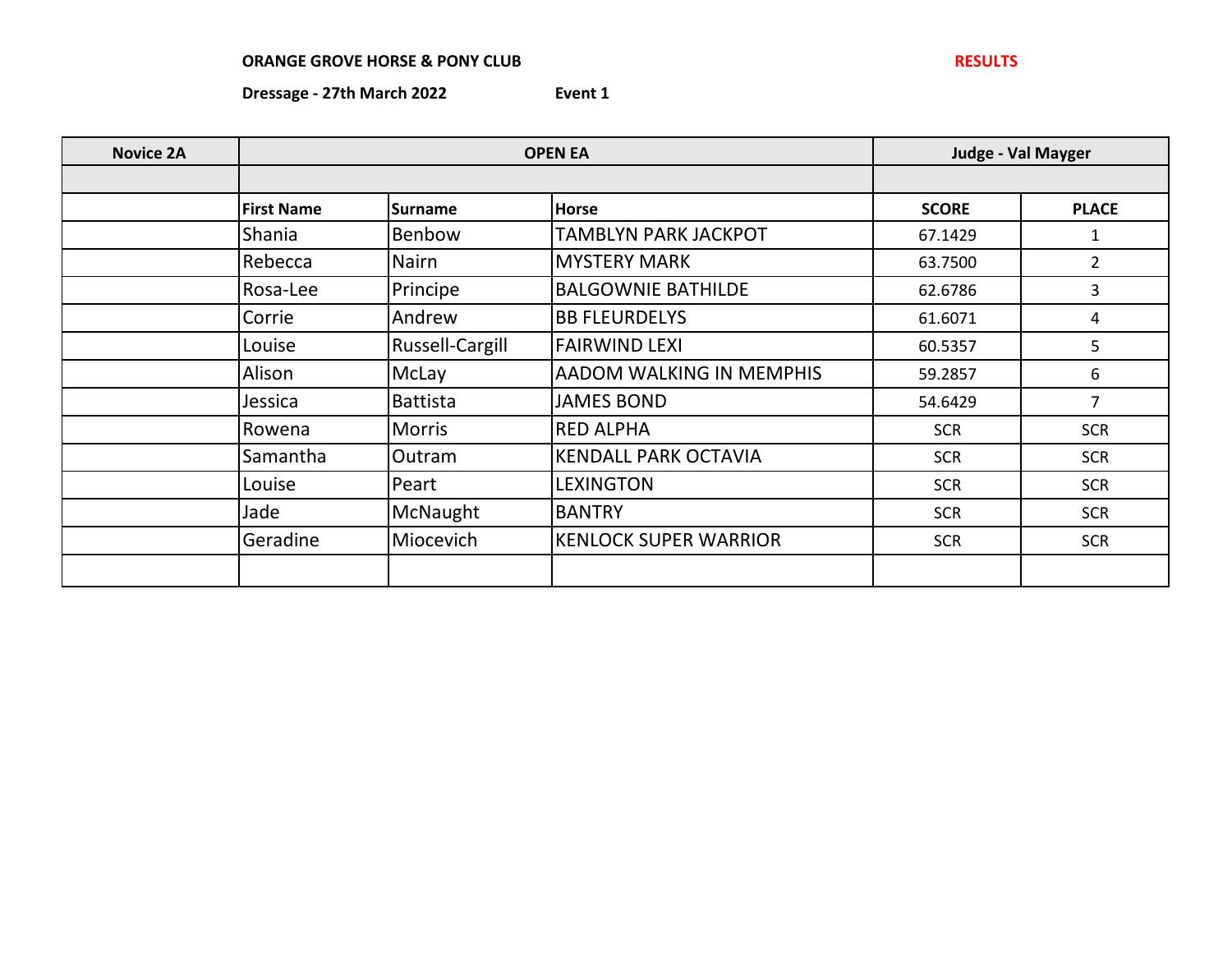**ORANGE GROVE HORSE & PONY CLUB** **RESULTS**

**Dressage - 27th March 2022** **Event 1**

| Novice 2A | OPEN EA | | | Judge - Val Mayger | |
|---|---|---|---|---|---|
| | | | | | |
| | **First Name** | **Surname** | **Horse** | **SCORE** | **PLACE** |
| | Shania | Benbow | TAMBLYN PARK JACKPOT | 67.1429 | 1 |
| | Rebecca | Nairn | MYSTERY MARK | 63.7500 | 2 |
| | Rosa-Lee | Principe | BALGOWNIE BATHILDE | 62.6786 | 3 |
| | Corrie | Andrew | BB FLEURDELYS | 61.6071 | 4 |
| | Louise | Russell-Cargill | FAIRWIND LEXI | 60.5357 | 5 |
| | Alison | McLay | AADOM WALKING IN MEMPHIS | 59.2857 | 6 |
| | Jessica | Battista | JAMES BOND | 54.6429 | 7 |
| | Rowena | Morris | RED ALPHA | SCR | SCR |
| | Samantha | Outram | KENDALL PARK OCTAVIA | SCR | SCR |
| | Louise | Peart | LEXINGTON | SCR | SCR |
| | Jade | McNaught | BANTRY | SCR | SCR |
| | Geradine | Miocevich | KENLOCK SUPER WARRIOR | SCR | SCR |
| | | | | | |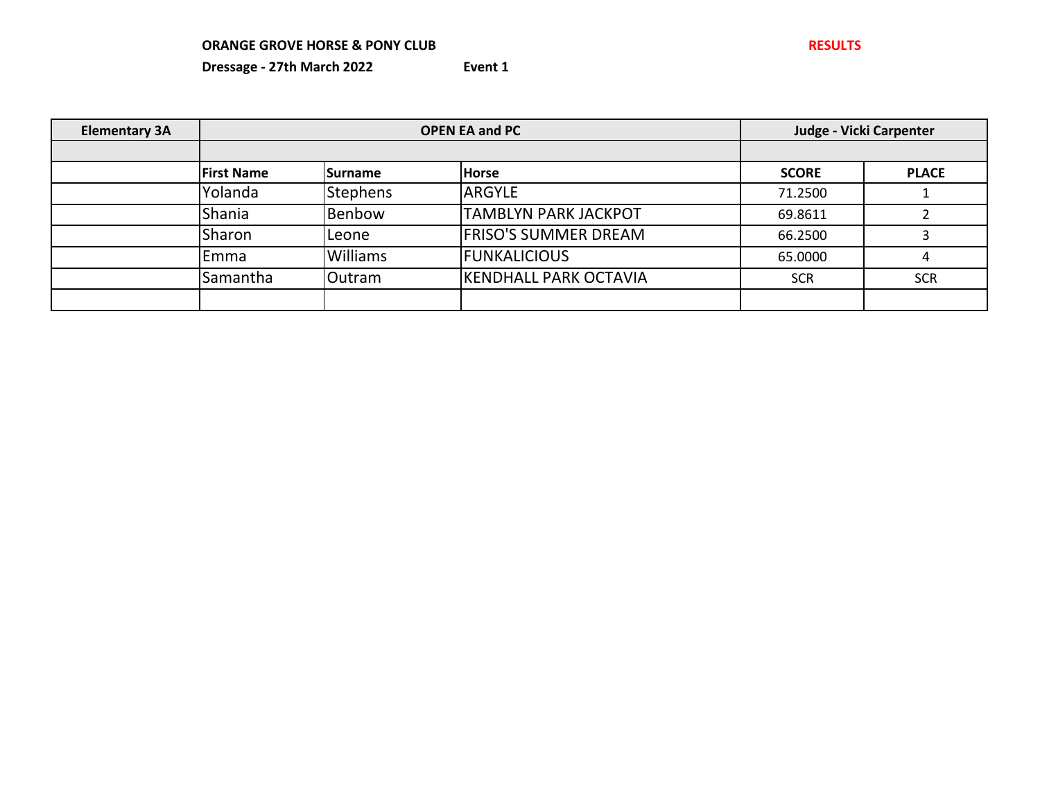**ORANGE GROVE HORSE & PONY CLUB** **RESULTS**

**Dressage - 27th March 2022** **Event 1**

| Elementary 3A | OPEN EA and PC | | | Judge - Vicki Carpenter | |
|---|---|---|---|---|---|
| | | | | | |
| | **First Name** | **Surname** | **Horse** | **SCORE** | **PLACE** |
| | Yolanda | Stephens | ARGYLE | 71.2500 | 1 |
| | Shania | Benbow | TAMBLYN PARK JACKPOT | 69.8611 | 2 |
| | Sharon | Leone | FRISO'S SUMMER DREAM | 66.2500 | 3 |
| | Emma | Williams | FUNKALICIOUS | 65.0000 | 4 |
| | Samantha | Outram | KENDHALL PARK OCTAVIA | SCR | SCR |
| | | | | | |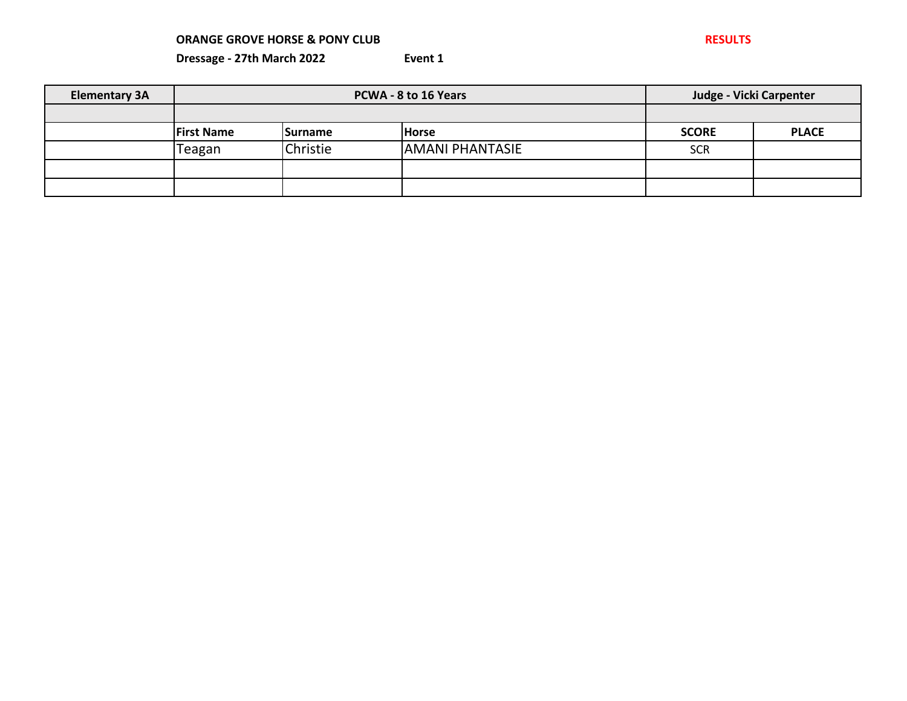**ORANGE GROVE HORSE & PONY CLUB** **RESULTS**

**Dressage - 27th March 2022** **Event 1**

| Elementary 3A | PCWA - 8 to 16 Years | | | Judge - Vicki Carpenter | |
|---|---|---|---|---|---|
| | | | | | |
| | **First Name** | **Surname** | **Horse** | **SCORE** | **PLACE** |
| | Teagan | Christie | AMANI PHANTASIE | SCR | |
| | | | | | |
| | | | | | |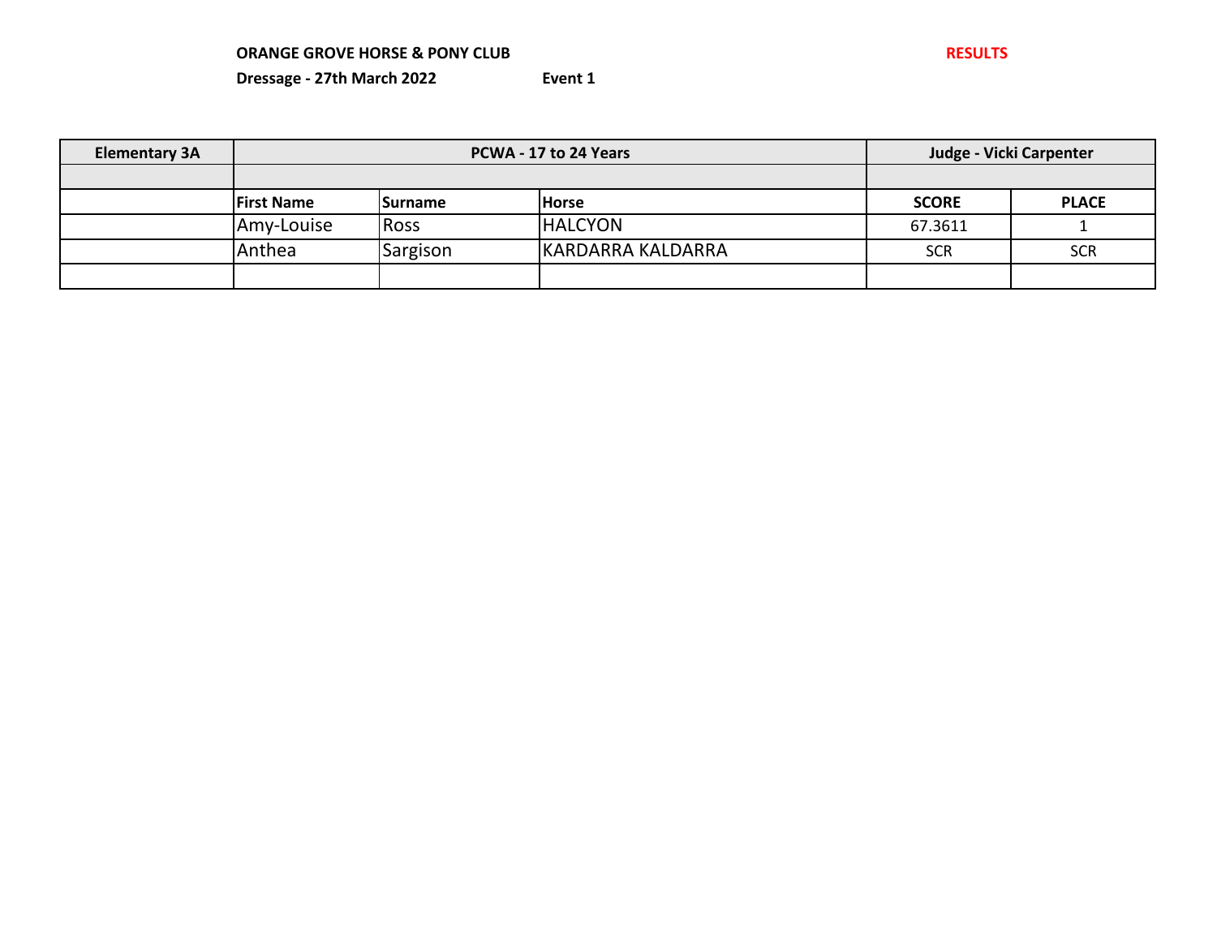**ORANGE GROVE HORSE & PONY CLUB** **RESULTS**

**Dressage - 27th March 2022** **Event 1**

| Elementary 3A | PCWA - 17 to 24 Years | | | Judge - Vicki Carpenter | |
|---|---|---|---|---|---|
| | | | | | |
| | **First Name** | **Surname** | **Horse** | **SCORE** | **PLACE** |
| | Amy-Louise | Ross | HALCYON | 67.3611 | 1 |
| | Anthea | Sargison | KARDARRA KALDARRA | SCR | SCR |
| | | | | | |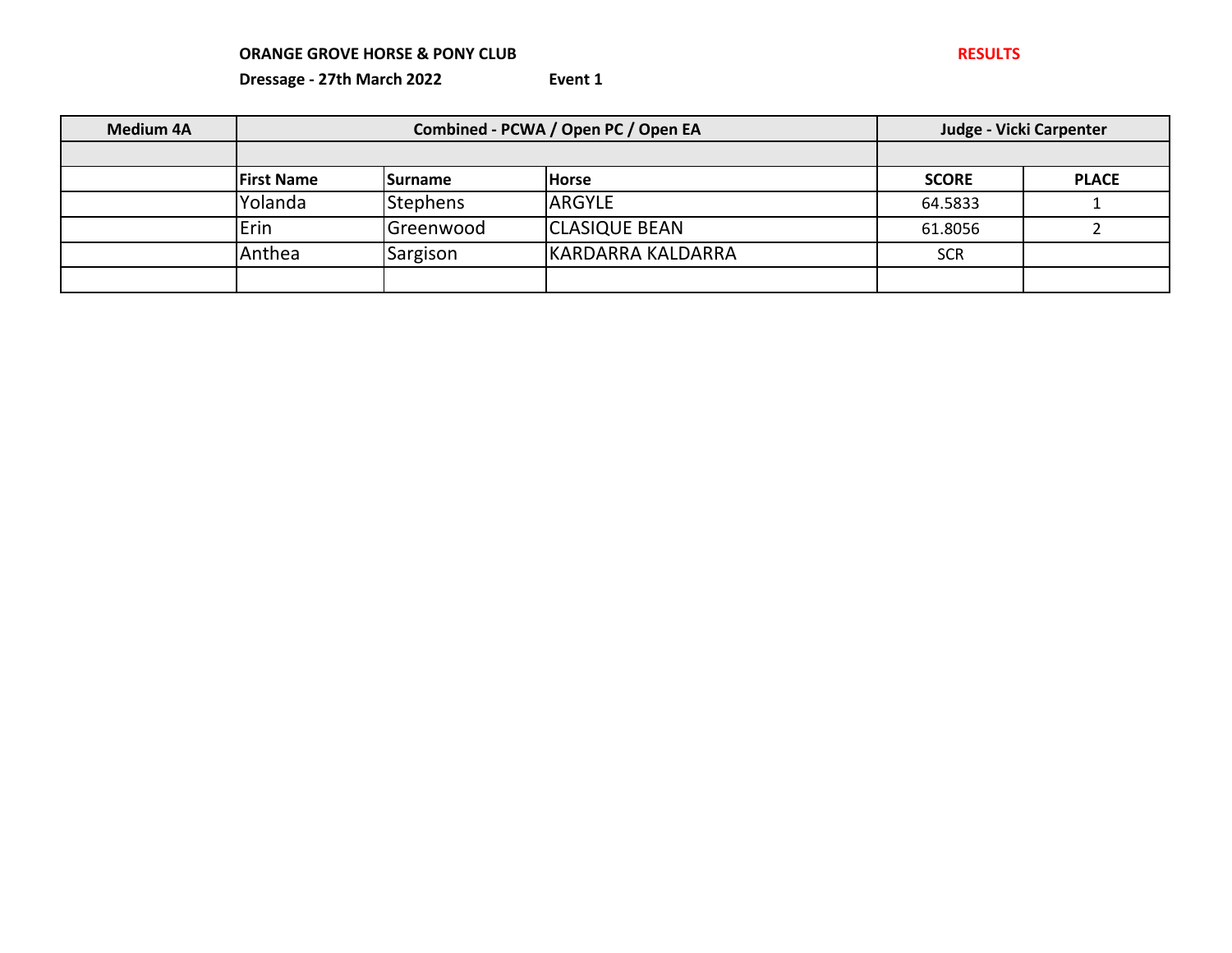**ORANGE GROVE HORSE & PONY CLUB** **RESULTS**

**Dressage - 27th March 2022** **Event 1**

| Medium 4A | Combined - PCWA / Open PC / Open EA | | | Judge - Vicki Carpenter | |
|---|---|---|---|---|---|
| | | | | | |
| | **First Name** | **Surname** | **Horse** | **SCORE** | **PLACE** |
| | Yolanda | Stephens | ARGYLE | 64.5833 | 1 |
| | Erin | Greenwood | CLASIQUE BEAN | 61.8056 | 2 |
| | Anthea | Sargison | KARDARRA KALDARRA | SCR | |
| | | | | | |